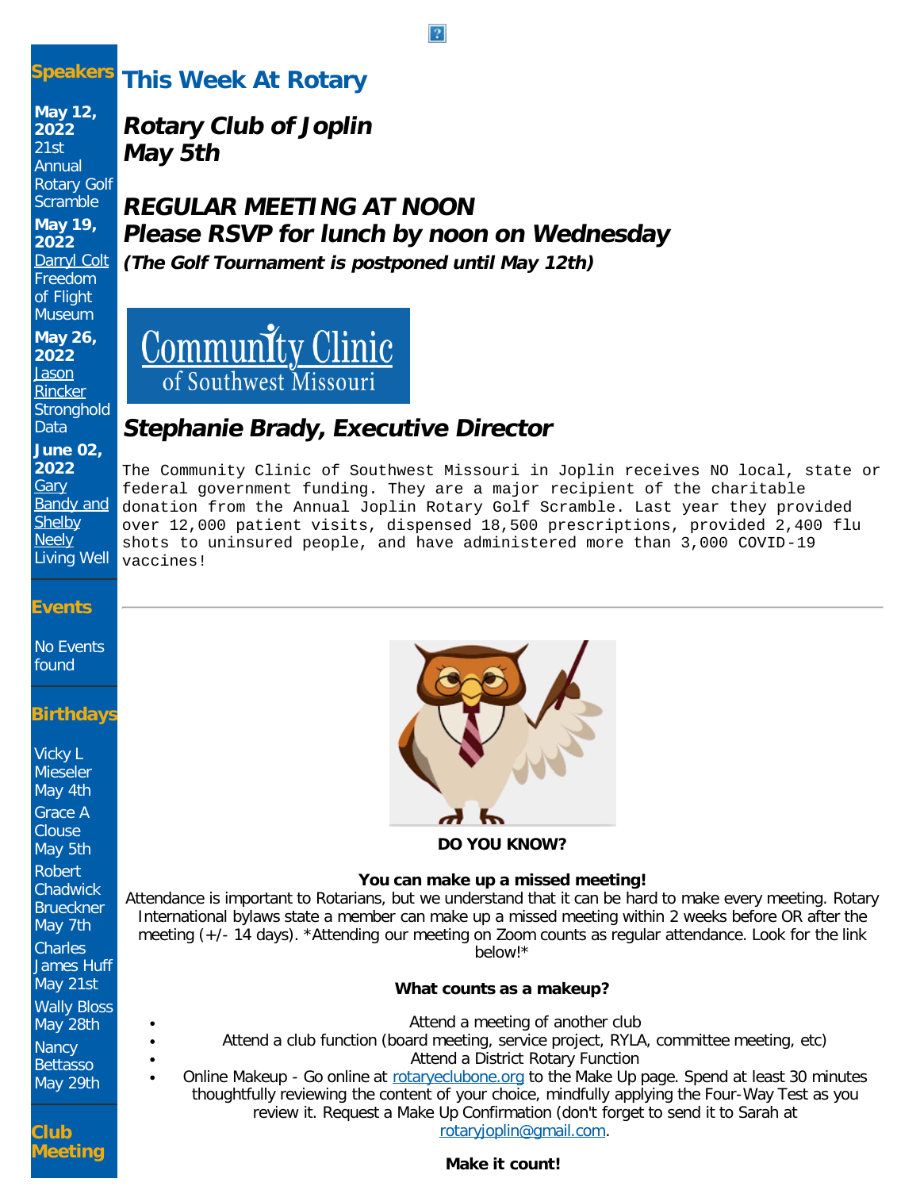# This Week At Rotary

## *Rotary Club of Joplin May 5th*

## *REGULAR MEETING AT NOON*
## *Please RSVP for lunch by noon on Wednesday*

***(The Golf Tournament is postponed until May 12th)***

Community Clinic of Southwest Missouri

## *Stephanie Brady, Executive Director*

The Community Clinic of Southwest Missouri in Joplin receives NO local, state or federal government funding. They are a major recipient of the charitable donation from the Annual Joplin Rotary Golf Scramble. Last year they provided over 12,000 patient visits, dispensed 18,500 prescriptions, provided 2,400 flu shots to uninsured people, and have administered more than 3,000 COVID-19 vaccines!

---

**DO YOU KNOW?**

**You can make up a missed meeting!**

Attendance is important to Rotarians, but we understand that it can be hard to make every meeting. Rotary International bylaws state a member can make up a missed meeting within 2 weeks before OR after the meeting (+/- 14 days). *Attending our meeting on Zoom counts as regular attendance. Look for the link below!*

**What counts as a makeup?**

- Attend a meeting of another club
- Attend a club function (board meeting, service project, RYLA, committee meeting, etc)
- Attend a District Rotary Function
- Online Makeup - Go online at rotaryeclubone.org to the Make Up page. Spend at least 30 minutes thoughtfully reviewing the content of your choice, mindfully applying the Four-Way Test as you review it. Request a Make Up Confirmation (don't forget to send it to Sarah at rotaryjoplin@gmail.com.

**Make it count!**

## Speakers

**May 12, 2022**
21st Annual Rotary Golf Scramble

**May 19, 2022**
Darryl Colt
Freedom of Flight Museum

**May 26, 2022**
Jason Rincker
Stronghold Data

**June 02, 2022**
Gary Bandy and Shelby Neely
Living Well

## Events

No Events found

## Birthdays

Vicky L Mieseler
May 4th

Grace A Clouse
May 5th

Robert Chadwick Brueckner
May 7th

Charles James Huff
May 21st

Wally Bloss
May 28th

Nancy Bettasso
May 29th

## Club Meeting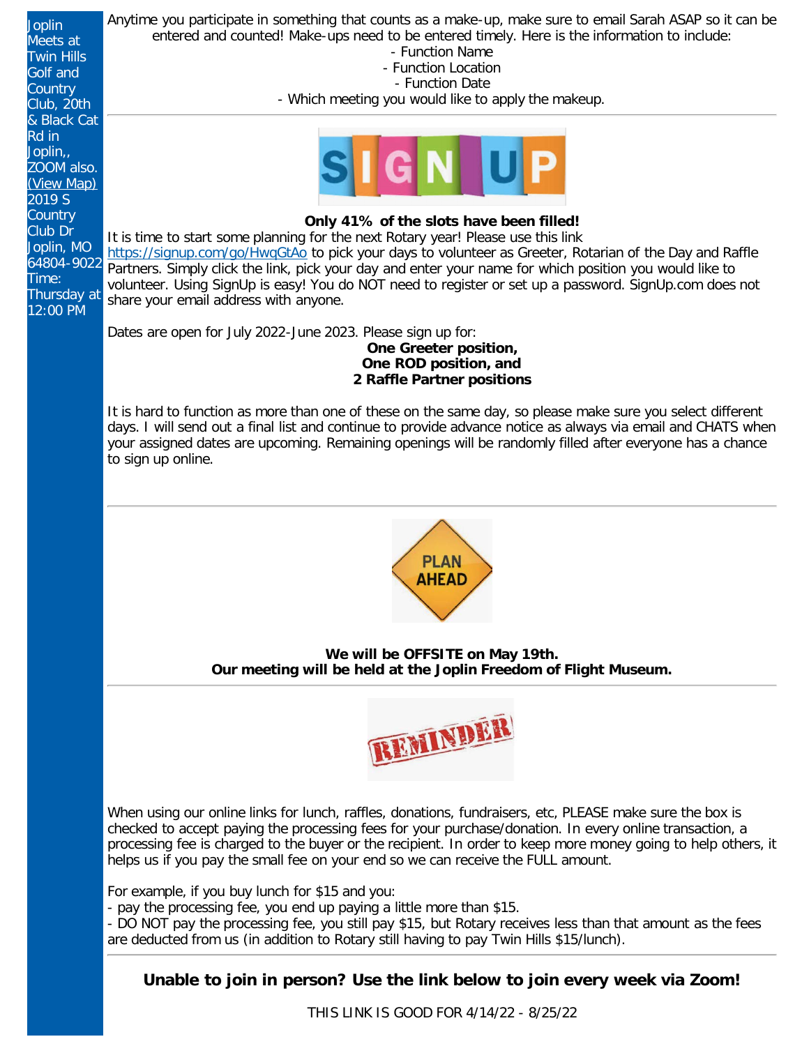Joplin Meets at Twin Hills Golf and Country Club, 20th & Black Cat Rd in Joplin,, ZOOM also. (View Map)
2019 S Country Club Dr
Joplin, MO 64804-9022
Time: Thursday at 12:00 PM

Anytime you participate in something that counts as a make-up, make sure to email Sarah ASAP so it can be entered and counted! Make-ups need to be entered timely. Here is the information to include:

- Function Name
- Function Location
- Function Date
- Which meeting you would like to apply the makeup.

---

**Only 41% of the slots have been filled!**

It is time to start some planning for the next Rotary year! Please use this link https://signup.com/go/HwqGtAo to pick your days to volunteer as Greeter, Rotarian of the Day and Raffle Partners. Simply click the link, pick your day and enter your name for which position you would like to volunteer. Using SignUp is easy! You do NOT need to register or set up a password. SignUp.com does not share your email address with anyone.

Dates are open for July 2022-June 2023. Please sign up for:

**One Greeter position,**
**One ROD position, and**
**2 Raffle Partner positions**

It is hard to function as more than one of these on the same day, so please make sure you select different days. I will send out a final list and continue to provide advance notice as always via email and CHATS when your assigned dates are upcoming. Remaining openings will be randomly filled after everyone has a chance to sign up online.

---

**We will be OFFSITE on May 19th.**
**Our meeting will be held at the Joplin Freedom of Flight Museum.**

---

When using our online links for lunch, raffles, donations, fundraisers, etc, PLEASE make sure the box is checked to accept paying the processing fees for your purchase/donation. In every online transaction, a processing fee is charged to the buyer or the recipient. In order to keep more money going to help others, it helps us if you pay the small fee on your end so we can receive the FULL amount.

For example, if you buy lunch for $15 and you:
- pay the processing fee, you end up paying a little more than $15.
- DO NOT pay the processing fee, you still pay $15, but Rotary receives less than that amount as the fees are deducted from us (in addition to Rotary still having to pay Twin Hills $15/lunch).

---

**Unable to join in person? Use the link below to join every week via Zoom!**

THIS LINK IS GOOD FOR 4/14/22 - 8/25/22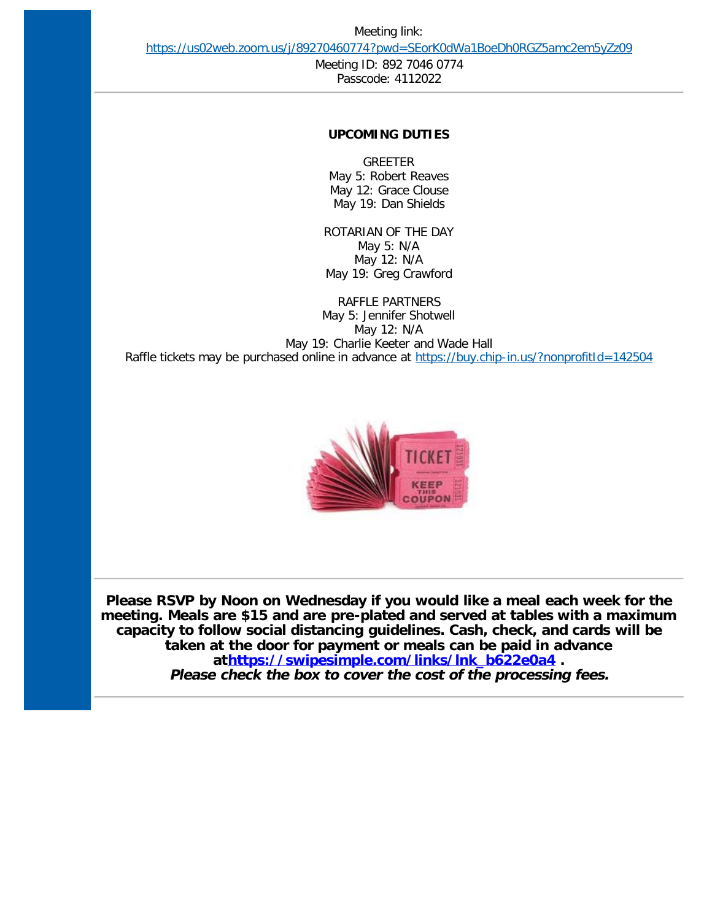Meeting link:
https://us02web.zoom.us/j/89270460774?pwd=SEorK0dWa1BoeDh0RGZ5amc2em5yZz09

Meeting ID: 892 7046 0774
Passcode: 4112022

---

**UPCOMING DUTIES**

GREETER
May 5: Robert Reaves
May 12: Grace Clouse
May 19: Dan Shields

ROTARIAN OF THE DAY
May 5: N/A
May 12: N/A
May 19: Greg Crawford

RAFFLE PARTNERS
May 5: Jennifer Shotwell
May 12: N/A
May 19: Charlie Keeter and Wade Hall
Raffle tickets may be purchased online in advance at https://buy.chip-in.us/?nonprofitId=142504

---

**Please RSVP by Noon on Wednesday if you would like a meal each week for the meeting. Meals are $15 and are pre-plated and served at tables with a maximum capacity to follow social distancing guidelines. Cash, check, and cards will be taken at the door for payment or meals can be paid in advance athttps://swipesimple.com/links/lnk_b622e0a4 .**

***Please check the box to cover the cost of the processing fees.***